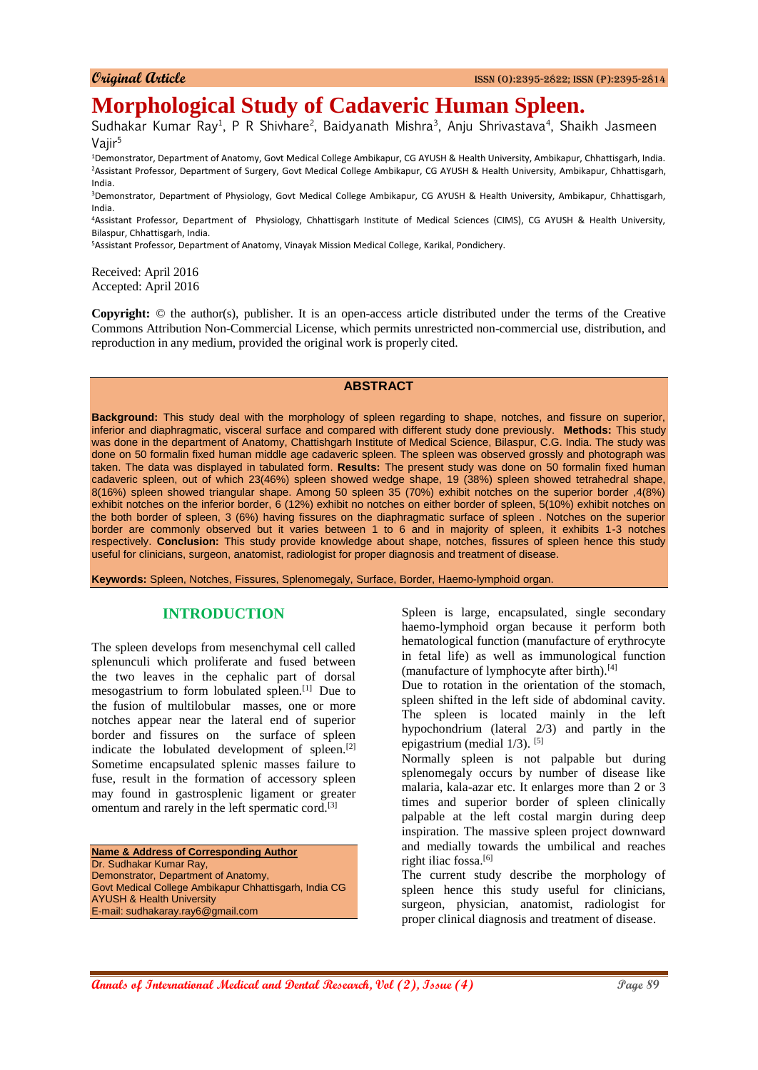Original Article

ISSN (O):2395-2822; ISSN (P):2395-2814

# Morphological Study of Cadaveric Human Spleen.

Sudhakar Kumar Ray[1], P R Shivhare[2], Baidyanath Mishra[3], Anju Shrivastava[4], Shaikh Jasmeen Vajir[5]

[1]Demonstrator, Department of Anatomy, Govt Medical College Ambikapur, CG AYUSH & Health University, Ambikapur, Chhattisgarh, India.
[2]Assistant Professor, Department of Surgery, Govt Medical College Ambikapur, CG AYUSH & Health University, Ambikapur, Chhattisgarh, India.
[3]Demonstrator, Department of Physiology, Govt Medical College Ambikapur, CG AYUSH & Health University, Ambikapur, Chhattisgarh, India.
[4]Assistant Professor, Department of Physiology, Chhattisgarh Institute of Medical Sciences (CIMS), CG AYUSH & Health University, Bilaspur, Chhattisgarh, India.
[5]Assistant Professor, Department of Anatomy, Vinayak Mission Medical College, Karikal, Pondichery.

Received: April 2016
Accepted: April 2016

**Copyright:** © the author(s), publisher. It is an open-access article distributed under the terms of the Creative Commons Attribution Non-Commercial License, which permits unrestricted non-commercial use, distribution, and reproduction in any medium, provided the original work is properly cited.

## ABSTRACT

**Background:** This study deal with the morphology of spleen regarding to shape, notches, and fissure on superior, inferior and diaphragmatic, visceral surface and compared with different study done previously. **Methods:** This study was done in the department of Anatomy, Chattishgarh Institute of Medical Science, Bilaspur, C.G. India. The study was done on 50 formalin fixed human middle age cadaveric spleen. The spleen was observed grossly and photograph was taken. The data was displayed in tabulated form. **Results:** The present study was done on 50 formalin fixed human cadaveric spleen, out of which 23(46%) spleen showed wedge shape, 19 (38%) spleen showed tetrahedral shape, 8(16%) spleen showed triangular shape. Among 50 spleen 35 (70%) exhibit notches on the superior border ,4(8%) exhibit notches on the inferior border, 6 (12%) exhibit no notches on either border of spleen, 5(10%) exhibit notches on the both border of spleen, 3 (6%) having fissures on the diaphragmatic surface of spleen . Notches on the superior border are commonly observed but it varies between 1 to 6 and in majority of spleen, it exhibits 1-3 notches respectively. **Conclusion:** This study provide knowledge about shape, notches, fissures of spleen hence this study useful for clinicians, surgeon, anatomist, radiologist for proper diagnosis and treatment of disease.

**Keywords:** Spleen, Notches, Fissures, Splenomegaly, Surface, Border, Haemo-lymphoid organ.

## INTRODUCTION

The spleen develops from mesenchymal cell called splenunculi which proliferate and fused between the two leaves in the cephalic part of dorsal mesogastrium to form lobulated spleen.[1] Due to the fusion of multilobular masses, one or more notches appear near the lateral end of superior border and fissures on the surface of spleen indicate the lobulated development of spleen.[2] Sometime encapsulated splenic masses failure to fuse, result in the formation of accessory spleen may found in gastrosplenic ligament or greater omentum and rarely in the left spermatic cord.[3]

**Name & Address of Corresponding Author**
Dr. Sudhakar Kumar Ray,
Demonstrator, Department of Anatomy,
Govt Medical College Ambikapur Chhattisgarh, India CG AYUSH & Health University
E-mail: sudhakaray.ray6@gmail.com

Spleen is large, encapsulated, single secondary haemo-lymphoid organ because it perform both hematological function (manufacture of erythrocyte in fetal life) as well as immunological function (manufacture of lymphocyte after birth).[4]

Due to rotation in the orientation of the stomach, spleen shifted in the left side of abdominal cavity. The spleen is located mainly in the left hypochondrium (lateral 2/3) and partly in the epigastrium (medial 1/3).[5]

Normally spleen is not palpable but during splenomegaly occurs by number of disease like malaria, kala-azar etc. It enlarges more than 2 or 3 times and superior border of spleen clinically palpable at the left costal margin during deep inspiration. The massive spleen project downward and medially towards the umbilical and reaches right iliac fossa.[6]

The current study describe the morphology of spleen hence this study useful for clinicians, surgeon, physician, anatomist, radiologist for proper clinical diagnosis and treatment of disease.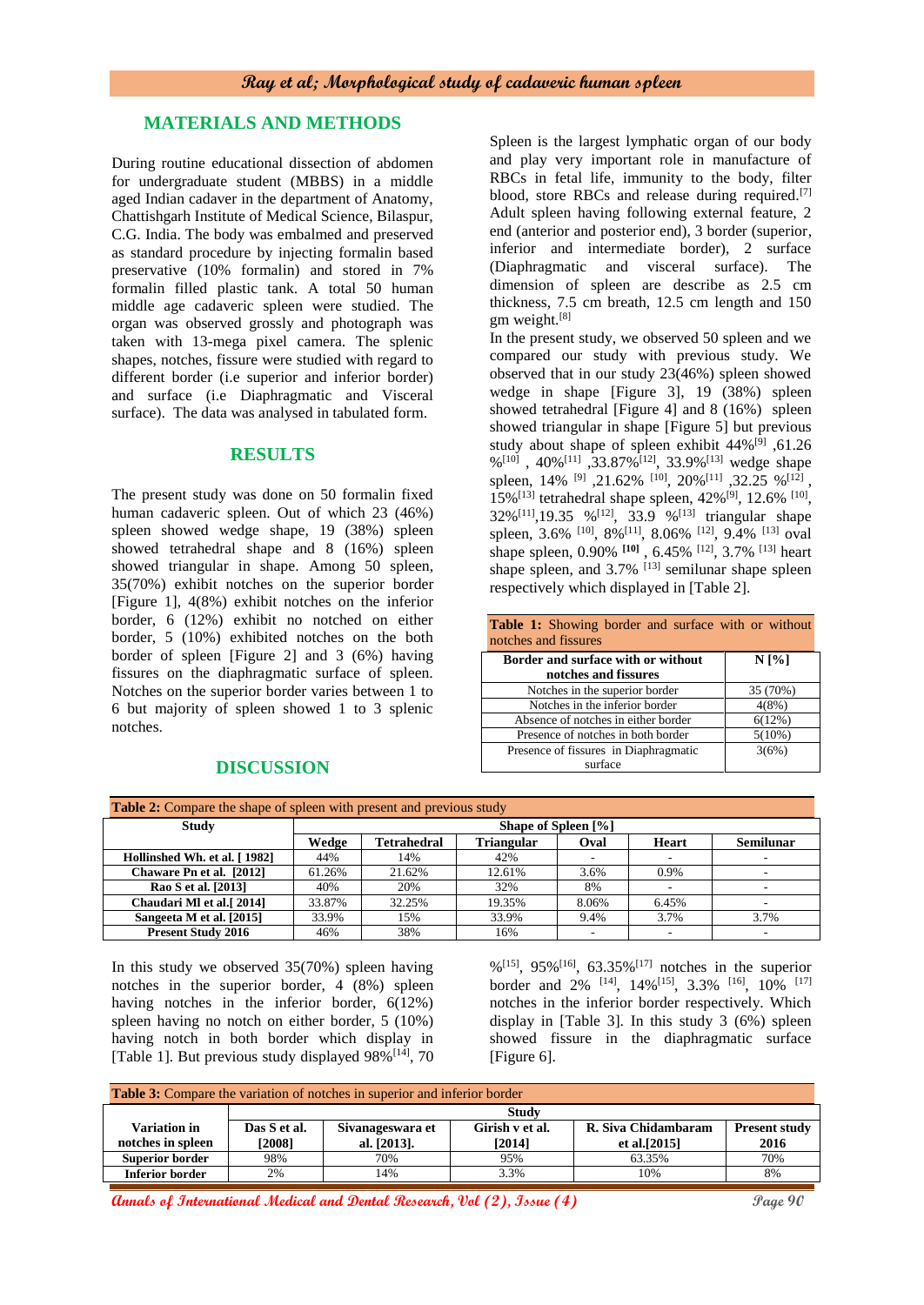## MATERIALS AND METHODS

During routine educational dissection of abdomen for undergraduate student (MBBS) in a middle aged Indian cadaver in the department of Anatomy, Chattishgarh Institute of Medical Science, Bilaspur, C.G. India. The body was embalmed and preserved as standard procedure by injecting formalin based preservative (10% formalin) and stored in 7% formalin filled plastic tank. A total 50 human middle age cadaveric spleen were studied. The organ was observed grossly and photograph was taken with 13-mega pixel camera. The splenic shapes, notches, fissure were studied with regard to different border (i.e superior and inferior border) and surface (i.e Diaphragmatic and Visceral surface). The data was analysed in tabulated form.

## RESULTS

The present study was done on 50 formalin fixed human cadaveric spleen. Out of which 23 (46%) spleen showed wedge shape, 19 (38%) spleen showed tetrahedral shape and 8 (16%) spleen showed triangular in shape. Among 50 spleen, 35(70%) exhibit notches on the superior border [Figure 1], 4(8%) exhibit notches on the inferior border, 6 (12%) exhibit no notched on either border, 5 (10%) exhibited notches on the both border of spleen [Figure 2] and 3 (6%) having fissures on the diaphragmatic surface of spleen. Notches on the superior border varies between 1 to 6 but majority of spleen showed 1 to 3 splenic notches.

## DISCUSSION

Spleen is the largest lymphatic organ of our body and play very important role in manufacture of RBCs in fetal life, immunity to the body, filter blood, store RBCs and release during required.[7] Adult spleen having following external feature, 2 end (anterior and posterior end), 3 border (superior, inferior and intermediate border), 2 surface (Diaphragmatic and visceral surface). The dimension of spleen are describe as 2.5 cm thickness, 7.5 cm breath, 12.5 cm length and 150 gm weight.[8]

In the present study, we observed 50 spleen and we compared our study with previous study. We observed that in our study 23(46%) spleen showed wedge in shape [Figure 3], 19 (38%) spleen showed tetrahedral [Figure 4] and 8 (16%) spleen showed triangular in shape [Figure 5] but previous study about shape of spleen exhibit 44%[9] ,61.26 %[10] , 40%[11] ,33.87%[12], 33.9%[13] wedge shape spleen, 14% [9] ,21.62% [10], 20%[11] ,32.25 %[12] , 15%[13] tetrahedral shape spleen, 42%[9], 12.6% [10], 32%[11],19.35 %[12], 33.9 %[13] triangular shape spleen, 3.6% [10], 8%[11], 8.06% [12], 9.4% [13] oval shape spleen, 0.90% [10] , 6.45% [12], 3.7% [13] heart shape spleen, and 3.7% [13] semilunar shape spleen respectively which displayed in [Table 2].

**Table 1:** Showing border and surface with or without notches and fissures

| Border and surface with or without notches and fissures | N [%] |
|---|---|
| Notches in the superior border | 35 (70%) |
| Notches in the inferior border | 4(8%) |
| Absence of notches in either border | 6(12%) |
| Presence of notches in both border | 5(10%) |
| Presence of fissures in Diaphragmatic surface | 3(6%) |

**Table 2:** Compare the shape of spleen with present and previous study

| Study | Shape of Spleen [%] | | | | | |
|---|---|---|---|---|---|---|
| | Wedge | Tetrahedral | Triangular | Oval | Heart | Semilunar |
| Hollinshed Wh. et al. [ 1982] | 44% | 14% | 42% | - | - | - |
| Chaware Pn et al. [2012] | 61.26% | 21.62% | 12.61% | 3.6% | 0.9% | - |
| Rao S et al. [2013] | 40% | 20% | 32% | 8% | - | - |
| Chaudari Ml et al.[ 2014] | 33.87% | 32.25% | 19.35% | 8.06% | 6.45% | - |
| Sangeeta M et al. [2015] | 33.9% | 15% | 33.9% | 9.4% | 3.7% | 3.7% |
| Present Study 2016 | 46% | 38% | 16% | - | - | - |

In this study we observed 35(70%) spleen having notches in the superior border, 4 (8%) spleen having notches in the inferior border, 6(12%) spleen having no notch on either border, 5 (10%) having notch in both border which display in [Table 1]. But previous study displayed 98%[14], 70 %[15], 95%[16], 63.35%[17] notches in the superior border and 2% [14], 14%[15], 3.3% [16], 10% [17] notches in the inferior border respectively. Which display in [Table 3]. In this study 3 (6%) spleen showed fissure in the diaphragmatic surface [Figure 6].

**Table 3:** Compare the variation of notches in superior and inferior border

| Variation in notches in spleen | Study | | | | |
|---|---|---|---|---|---|
| | Das S et al. [2008] | Sivanageswara et al. [2013]. | Girish v et al. [2014] | R. Siva Chidambaram et al.[2015] | Present study 2016 |
| Superior border | 98% | 70% | 95% | 63.35% | 70% |
| Inferior border | 2% | 14% | 3.3% | 10% | 8% |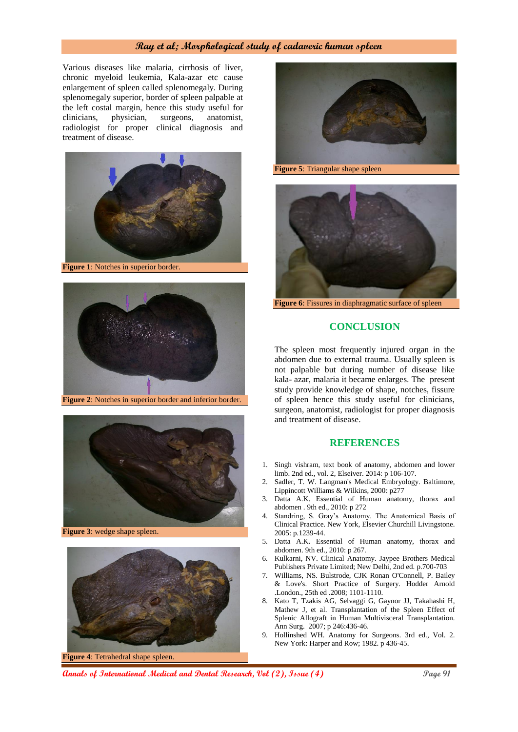Various diseases like malaria, cirrhosis of liver, chronic myeloid leukemia, Kala-azar etc cause enlargement of spleen called splenomegaly. During splenomegaly superior, border of spleen palpable at the left costal margin, hence this study useful for clinicians, physician, surgeons, anatomist, radiologist for proper clinical diagnosis and treatment of disease.

**Figure 1**: Notches in superior border.

**Figure 2**: Notches in superior border and inferior border.

**Figure 3**: wedge shape spleen.

**Figure 4**: Tetrahedral shape spleen.

**Figure 5**: Triangular shape spleen

**Figure 6**: Fissures in diaphragmatic surface of spleen

## CONCLUSION

The spleen most frequently injured organ in the abdomen due to external trauma. Usually spleen is not palpable but during number of disease like kala- azar, malaria it became enlarges. The present study provide knowledge of shape, notches, fissure of spleen hence this study useful for clinicians, surgeon, anatomist, radiologist for proper diagnosis and treatment of disease.

## REFERENCES

1. Singh vishram, text book of anatomy, abdomen and lower limb. 2nd ed., vol. 2, Elseiver. 2014: p 106-107.
2. Sadler, T. W. Langman's Medical Embryology. Baltimore, Lippincott Williams & Wilkins, 2000: p277
3. Datta A.K. Essential of Human anatomy, thorax and abdomen . 9th ed., 2010: p 272
4. Standring, S. Gray's Anatomy. The Anatomical Basis of Clinical Practice. New York, Elsevier Churchill Livingstone. 2005: p.1239-44.
5. Datta A.K. Essential of Human anatomy, thorax and abdomen. 9th ed., 2010: p 267.
6. Kulkarni, NV. Clinical Anatomy. Jaypee Brothers Medical Publishers Private Limited; New Delhi, 2nd ed. p.700-703
7. Williams, NS. Bulstrode, CJK Ronan O'Connell, P. Bailey & Love's. Short Practice of Surgery. Hodder Arnold .London., 25th ed .2008; 1101-1110.
8. Kato T, Tzakis AG, Selvaggi G, Gaynor JJ, Takahashi H, Mathew J, et al. Transplantation of the Spleen Effect of Splenic Allograft in Human Multivisceral Transplantation. Ann Surg. 2007; p 246:436-46.
9. Hollinshed WH. Anatomy for Surgeons. 3rd ed., Vol. 2. New York: Harper and Row; 1982. p 436-45.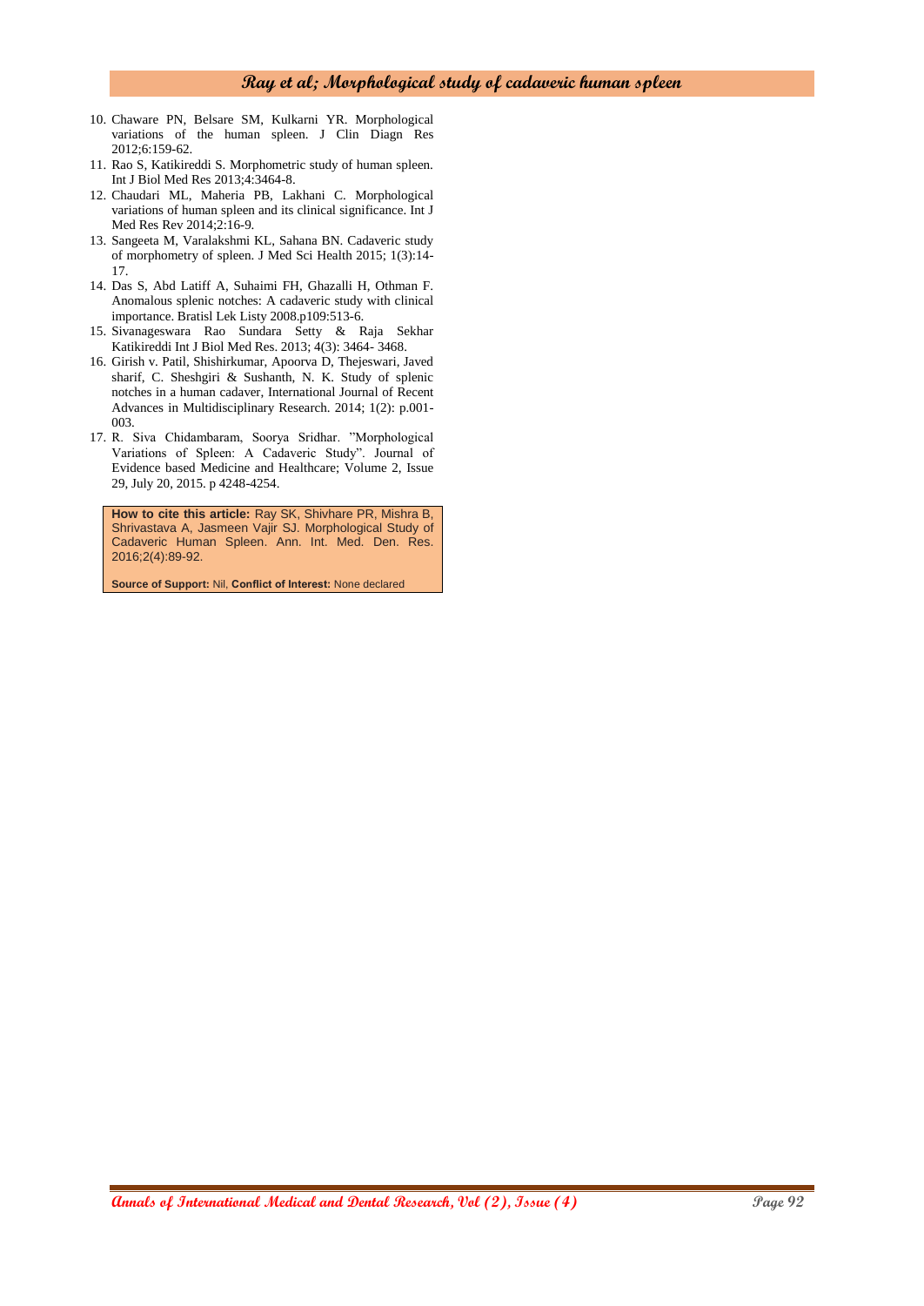10. Chaware PN, Belsare SM, Kulkarni YR. Morphological variations of the human spleen. J Clin Diagn Res 2012;6:159-62.
11. Rao S, Katikireddi S. Morphometric study of human spleen. Int J Biol Med Res 2013;4:3464-8.
12. Chaudari ML, Maheria PB, Lakhani C. Morphological variations of human spleen and its clinical significance. Int J Med Res Rev 2014;2:16-9.
13. Sangeeta M, Varalakshmi KL, Sahana BN. Cadaveric study of morphometry of spleen. J Med Sci Health 2015; 1(3):14-17.
14. Das S, Abd Latiff A, Suhaimi FH, Ghazalli H, Othman F. Anomalous splenic notches: A cadaveric study with clinical importance. Bratisl Lek Listy 2008.p109:513-6.
15. Sivanageswara Rao Sundara Setty & Raja Sekhar Katikireddi Int J Biol Med Res. 2013; 4(3): 3464- 3468.
16. Girish v. Patil, Shishirkumar, Apoorva D, Thejeswari, Javed sharif, C. Sheshgiri & Sushanth, N. K. Study of splenic notches in a human cadaver, International Journal of Recent Advances in Multidisciplinary Research. 2014; 1(2): p.001-003.
17. R. Siva Chidambaram, Soorya Sridhar. "Morphological Variations of Spleen: A Cadaveric Study". Journal of Evidence based Medicine and Healthcare; Volume 2, Issue 29, July 20, 2015. p 4248-4254.

**How to cite this article:** Ray SK, Shivhare PR, Mishra B, Shrivastava A, Jasmeen Vajir SJ. Morphological Study of Cadaveric Human Spleen. Ann. Int. Med. Den. Res. 2016;2(4):89-92.

**Source of Support:** Nil, **Conflict of Interest:** None declared